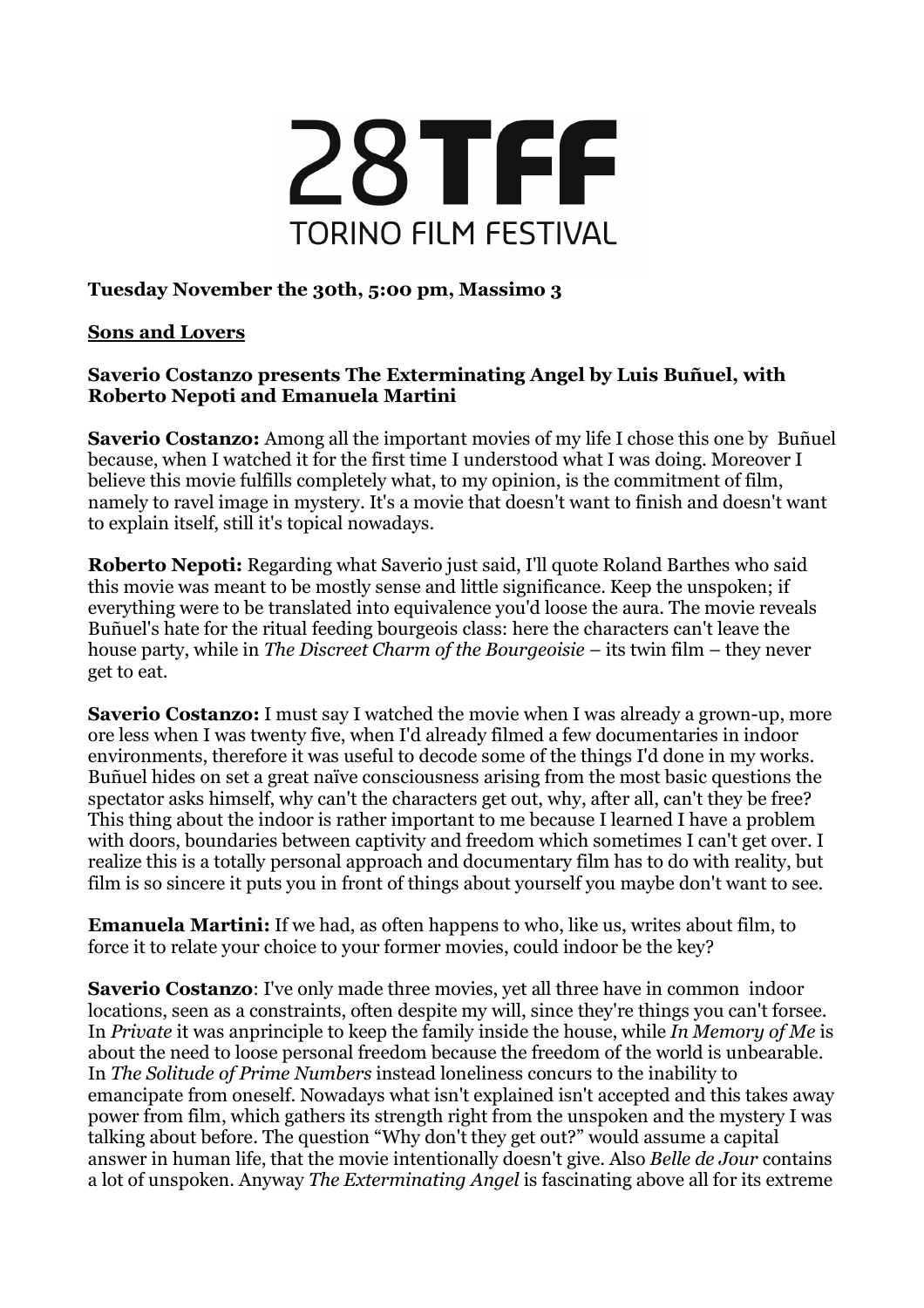# 28TFF

TORINO FILM FESTIVAL

**Tuesday November the 30th, 5:00 pm, Massimo 3**

**Sons and Lovers**

**Saverio Costanzo presents The Exterminating Angel by Luis Buñuel, with Roberto Nepoti and Emanuela Martini**

**Saverio Costanzo:** Among all the important movies of my life I chose this one by Buñuel because, when I watched it for the first time I understood what I was doing. Moreover I believe this movie fulfills completely what, to my opinion, is the commitment of film, namely to ravel image in mystery. It's a movie that doesn't want to finish and doesn't want to explain itself, still it's topical nowadays.

**Roberto Nepoti:** Regarding what Saverio just said, I'll quote Roland Barthes who said this movie was meant to be mostly sense and little significance. Keep the unspoken; if everything were to be translated into equivalence you'd loose the aura. The movie reveals Buñuel's hate for the ritual feeding bourgeois class: here the characters can't leave the house party, while in *The Discreet Charm of the Bourgeoisie* – its twin film – they never get to eat.

**Saverio Costanzo:** I must say I watched the movie when I was already a grown-up, more ore less when I was twenty five, when I'd already filmed a few documentaries in indoor environments, therefore it was useful to decode some of the things I'd done in my works. Buñuel hides on set a great naïve consciousness arising from the most basic questions the spectator asks himself, why can't the characters get out, why, after all, can't they be free? This thing about the indoor is rather important to me because I learned I have a problem with doors, boundaries between captivity and freedom which sometimes I can't get over. I realize this is a totally personal approach and documentary film has to do with reality, but film is so sincere it puts you in front of things about yourself you maybe don't want to see.

**Emanuela Martini:** If we had, as often happens to who, like us, writes about film, to force it to relate your choice to your former movies, could indoor be the key?

**Saverio Costanzo**: I've only made three movies, yet all three have in common indoor locations, seen as a constraints, often despite my will, since they're things you can't forsee. In *Private* it was anprinciple to keep the family inside the house, while *In Memory of Me* is about the need to loose personal freedom because the freedom of the world is unbearable. In *The Solitude of Prime Numbers* instead loneliness concurs to the inability to emancipate from oneself. Nowadays what isn't explained isn't accepted and this takes away power from film, which gathers its strength right from the unspoken and the mystery I was talking about before. The question "Why don't they get out?" would assume a capital answer in human life, that the movie intentionally doesn't give. Also *Belle de Jour* contains a lot of unspoken. Anyway *The Exterminating Angel* is fascinating above all for its extreme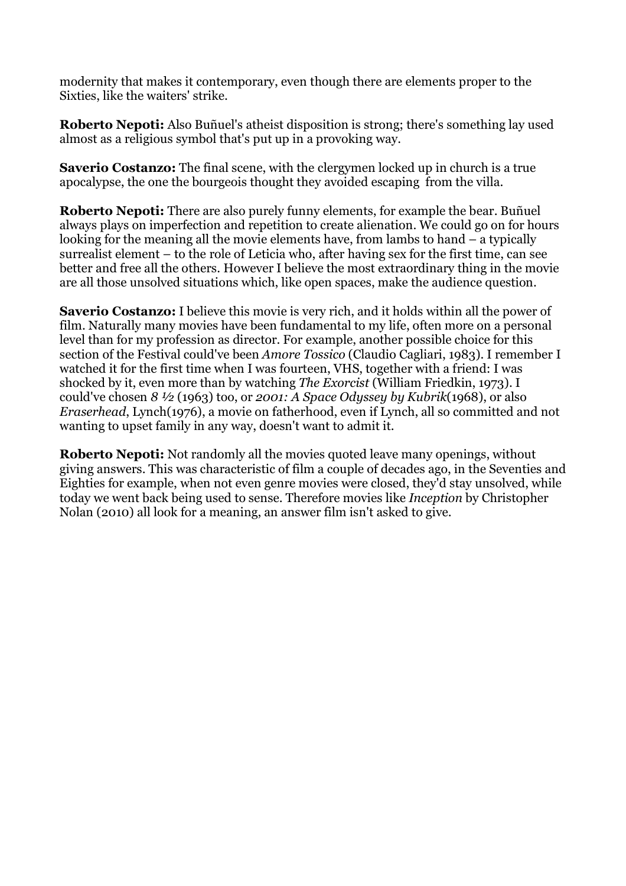modernity that makes it contemporary, even though there are elements proper to the Sixties, like the waiters' strike.

**Roberto Nepoti:** Also Buñuel's atheist disposition is strong; there's something lay used almost as a religious symbol that's put up in a provoking way.

**Saverio Costanzo:** The final scene, with the clergymen locked up in church is a true apocalypse, the one the bourgeois thought they avoided escaping  from the villa.

**Roberto Nepoti:** There are also purely funny elements, for example the bear. Buñuel always plays on imperfection and repetition to create alienation. We could go on for hours looking for the meaning all the movie elements have, from lambs to hand – a typically surrealist element – to the role of Leticia who, after having sex for the first time, can see better and free all the others. However I believe the most extraordinary thing in the movie are all those unsolved situations which, like open spaces, make the audience question.

**Saverio Costanzo:** I believe this movie is very rich, and it holds within all the power of film. Naturally many movies have been fundamental to my life, often more on a personal level than for my profession as director. For example, another possible choice for this section of the Festival could've been *Amore Tossico* (Claudio Cagliari, 1983). I remember I watched it for the first time when I was fourteen, VHS, together with a friend: I was shocked by it, even more than by watching *The Exorcist* (William Friedkin, 1973). I could've chosen *8 ½* (1963) too, or *2001: A Space Odyssey by Kubrik*(1968), or also *Eraserhead*, Lynch(1976), a movie on fatherhood, even if Lynch, all so committed and not wanting to upset family in any way, doesn't want to admit it.

**Roberto Nepoti:** Not randomly all the movies quoted leave many openings, without giving answers. This was characteristic of film a couple of decades ago, in the Seventies and Eighties for example, when not even genre movies were closed, they'd stay unsolved, while today we went back being used to sense. Therefore movies like *Inception* by Christopher Nolan (2010) all look for a meaning, an answer film isn't asked to give.